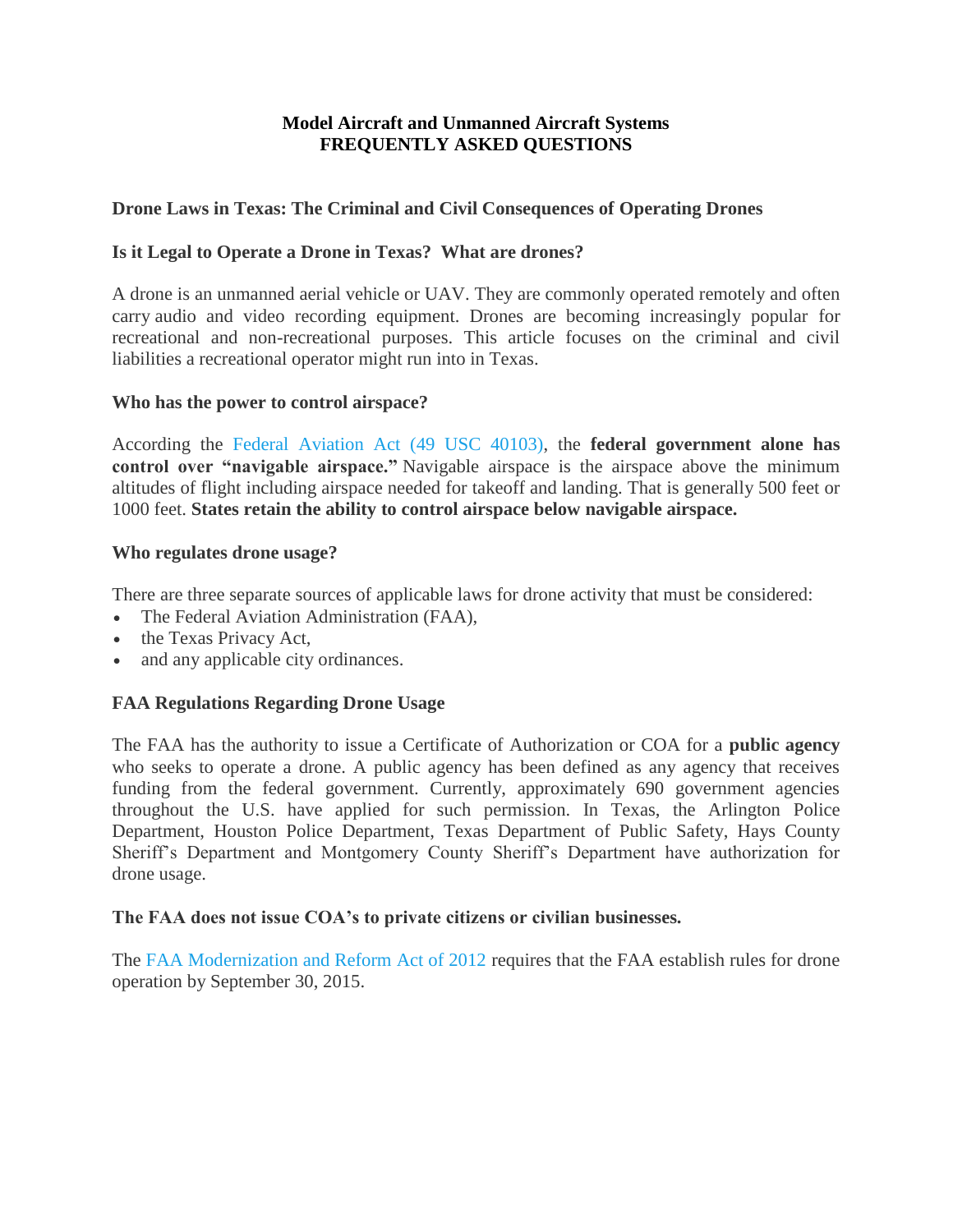# Model Aircraft and Unmanned Aircraft Systems
# FREQUENTLY ASKED QUESTIONS

## Drone Laws in Texas: The Criminal and Civil Consequences of Operating Drones

### Is it Legal to Operate a Drone in Texas? What are drones?

A drone is an unmanned aerial vehicle or UAV. They are commonly operated remotely and often carry audio and video recording equipment. Drones are becoming increasingly popular for recreational and non-recreational purposes. This article focuses on the criminal and civil liabilities a recreational operator might run into in Texas.

### Who has the power to control airspace?

According the Federal Aviation Act (49 USC 40103), the **federal government alone has control over "navigable airspace."** Navigable airspace is the airspace above the minimum altitudes of flight including airspace needed for takeoff and landing. That is generally 500 feet or 1000 feet. **States retain the ability to control airspace below navigable airspace.**

### Who regulates drone usage?

There are three separate sources of applicable laws for drone activity that must be considered:

- The Federal Aviation Administration (FAA),
- the Texas Privacy Act,
- and any applicable city ordinances.

### FAA Regulations Regarding Drone Usage

The FAA has the authority to issue a Certificate of Authorization or COA for a **public agency** who seeks to operate a drone. A public agency has been defined as any agency that receives funding from the federal government. Currently, approximately 690 government agencies throughout the U.S. have applied for such permission. In Texas, the Arlington Police Department, Houston Police Department, Texas Department of Public Safety, Hays County Sheriff's Department and Montgomery County Sheriff's Department have authorization for drone usage.

### The FAA does not issue COA's to private citizens or civilian businesses.

The FAA Modernization and Reform Act of 2012 requires that the FAA establish rules for drone operation by September 30, 2015.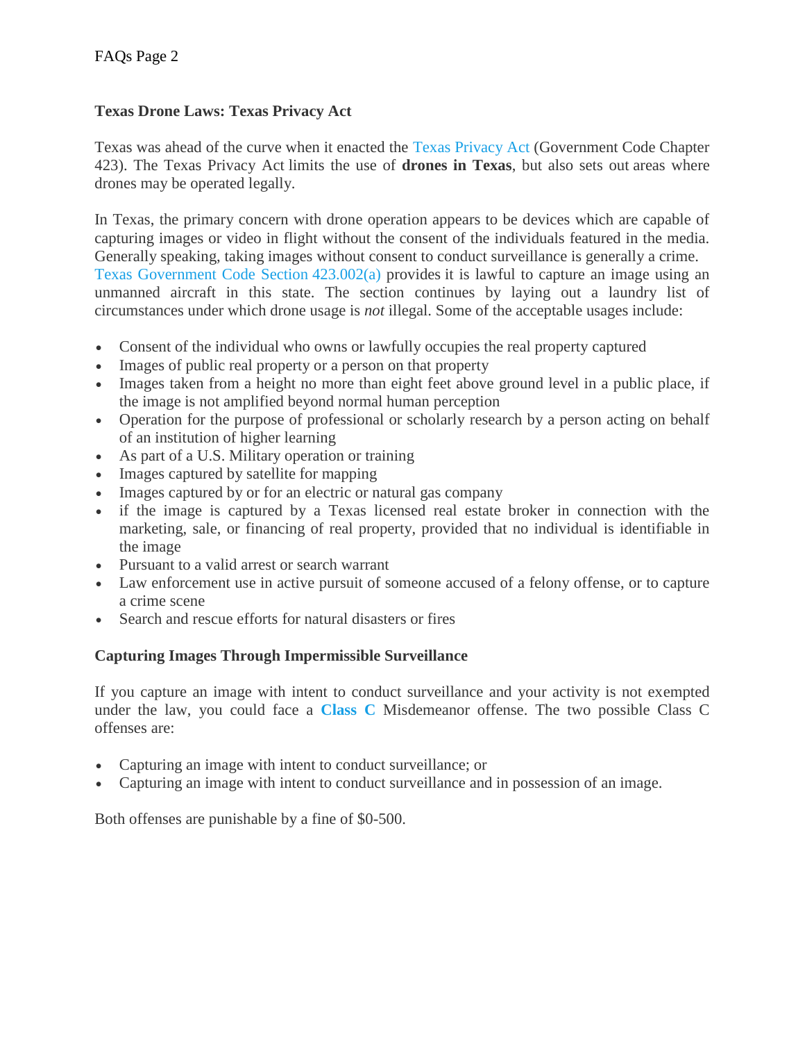### Texas Drone Laws: Texas Privacy Act

Texas was ahead of the curve when it enacted the Texas Privacy Act (Government Code Chapter 423). The Texas Privacy Act limits the use of **drones in Texas**, but also sets out areas where drones may be operated legally.

In Texas, the primary concern with drone operation appears to be devices which are capable of capturing images or video in flight without the consent of the individuals featured in the media. Generally speaking, taking images without consent to conduct surveillance is generally a crime. Texas Government Code Section 423.002(a) provides it is lawful to capture an image using an unmanned aircraft in this state. The section continues by laying out a laundry list of circumstances under which drone usage is *not* illegal. Some of the acceptable usages include:

- Consent of the individual who owns or lawfully occupies the real property captured
- Images of public real property or a person on that property
- Images taken from a height no more than eight feet above ground level in a public place, if the image is not amplified beyond normal human perception
- Operation for the purpose of professional or scholarly research by a person acting on behalf of an institution of higher learning
- As part of a U.S. Military operation or training
- Images captured by satellite for mapping
- Images captured by or for an electric or natural gas company
- if the image is captured by a Texas licensed real estate broker in connection with the marketing, sale, or financing of real property, provided that no individual is identifiable in the image
- Pursuant to a valid arrest or search warrant
- Law enforcement use in active pursuit of someone accused of a felony offense, or to capture a crime scene
- Search and rescue efforts for natural disasters or fires

### Capturing Images Through Impermissible Surveillance

If you capture an image with intent to conduct surveillance and your activity is not exempted under the law, you could face a **Class C** Misdemeanor offense. The two possible Class C offenses are:

- Capturing an image with intent to conduct surveillance; or
- Capturing an image with intent to conduct surveillance and in possession of an image.

Both offenses are punishable by a fine of $0-500.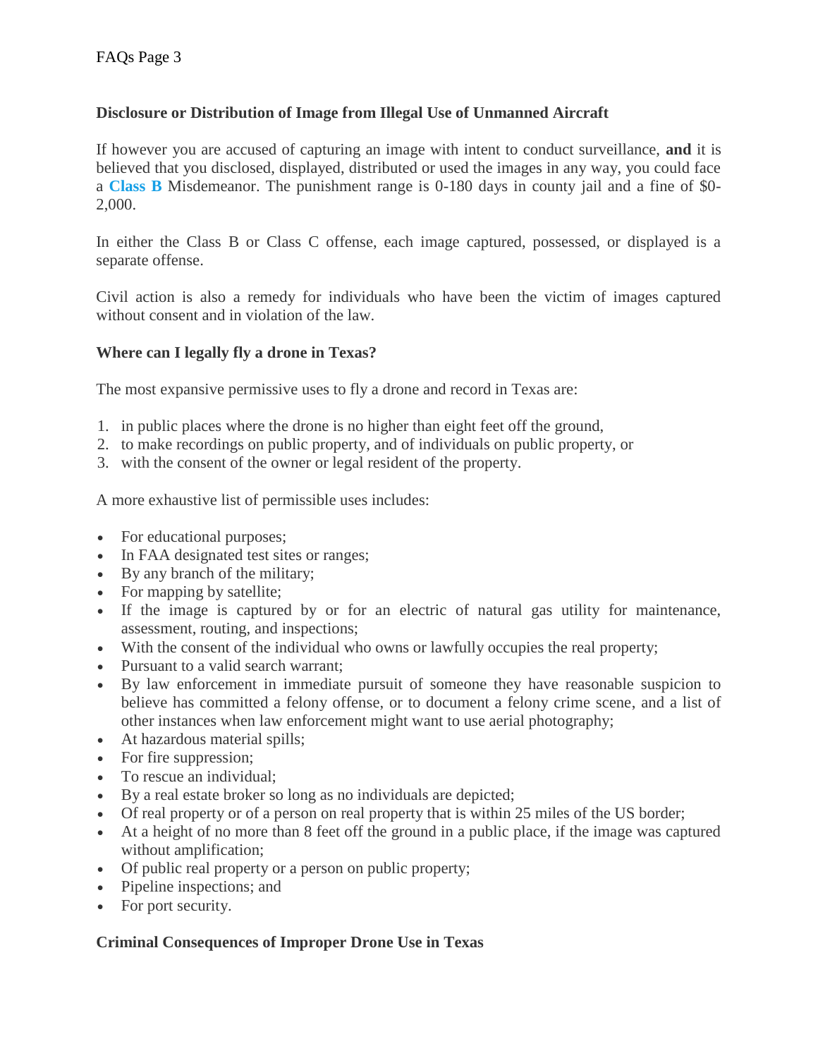**Disclosure or Distribution of Image from Illegal Use of Unmanned Aircraft**

If however you are accused of capturing an image with intent to conduct surveillance, **and** it is believed that you disclosed, displayed, distributed or used the images in any way, you could face a **Class B** Misdemeanor. The punishment range is 0-180 days in county jail and a fine of $0-2,000.

In either the Class B or Class C offense, each image captured, possessed, or displayed is a separate offense.

Civil action is also a remedy for individuals who have been the victim of images captured without consent and in violation of the law.

**Where can I legally fly a drone in Texas?**

The most expansive permissive uses to fly a drone and record in Texas are:

1. in public places where the drone is no higher than eight feet off the ground,
2. to make recordings on public property, and of individuals on public property, or
3. with the consent of the owner or legal resident of the property.

A more exhaustive list of permissible uses includes:

- For educational purposes;
- In FAA designated test sites or ranges;
- By any branch of the military;
- For mapping by satellite;
- If the image is captured by or for an electric of natural gas utility for maintenance, assessment, routing, and inspections;
- With the consent of the individual who owns or lawfully occupies the real property;
- Pursuant to a valid search warrant;
- By law enforcement in immediate pursuit of someone they have reasonable suspicion to believe has committed a felony offense, or to document a felony crime scene, and a list of other instances when law enforcement might want to use aerial photography;
- At hazardous material spills;
- For fire suppression;
- To rescue an individual;
- By a real estate broker so long as no individuals are depicted;
- Of real property or of a person on real property that is within 25 miles of the US border;
- At a height of no more than 8 feet off the ground in a public place, if the image was captured without amplification;
- Of public real property or a person on public property;
- Pipeline inspections; and
- For port security.

**Criminal Consequences of Improper Drone Use in Texas**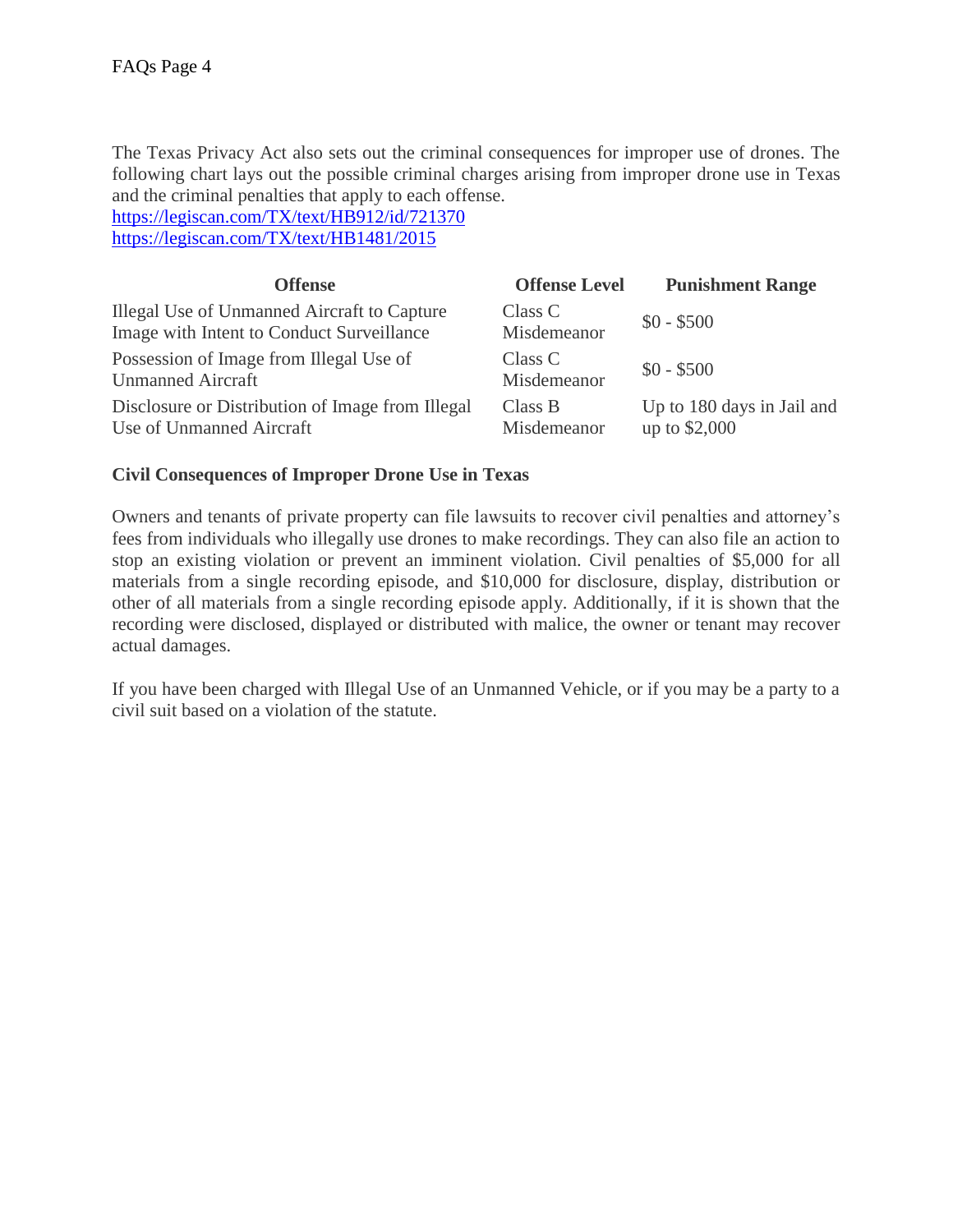The Texas Privacy Act also sets out the criminal consequences for improper use of drones. The following chart lays out the possible criminal charges arising from improper drone use in Texas and the criminal penalties that apply to each offense.
https://legiscan.com/TX/text/HB912/id/721370
https://legiscan.com/TX/text/HB1481/2015

| Offense | Offense Level | Punishment Range |
|---|---|---|
| Illegal Use of Unmanned Aircraft to Capture Image with Intent to Conduct Surveillance | Class C Misdemeanor | $0 - $500 |
| Possession of Image from Illegal Use of Unmanned Aircraft | Class C Misdemeanor | $0 - $500 |
| Disclosure or Distribution of Image from Illegal Use of Unmanned Aircraft | Class B Misdemeanor | Up to 180 days in Jail and up to $2,000 |

**Civil Consequences of Improper Drone Use in Texas**

Owners and tenants of private property can file lawsuits to recover civil penalties and attorney's fees from individuals who illegally use drones to make recordings. They can also file an action to stop an existing violation or prevent an imminent violation. Civil penalties of $5,000 for all materials from a single recording episode, and $10,000 for disclosure, display, distribution or other of all materials from a single recording episode apply. Additionally, if it is shown that the recording were disclosed, displayed or distributed with malice, the owner or tenant may recover actual damages.

If you have been charged with Illegal Use of an Unmanned Vehicle, or if you may be a party to a civil suit based on a violation of the statute.